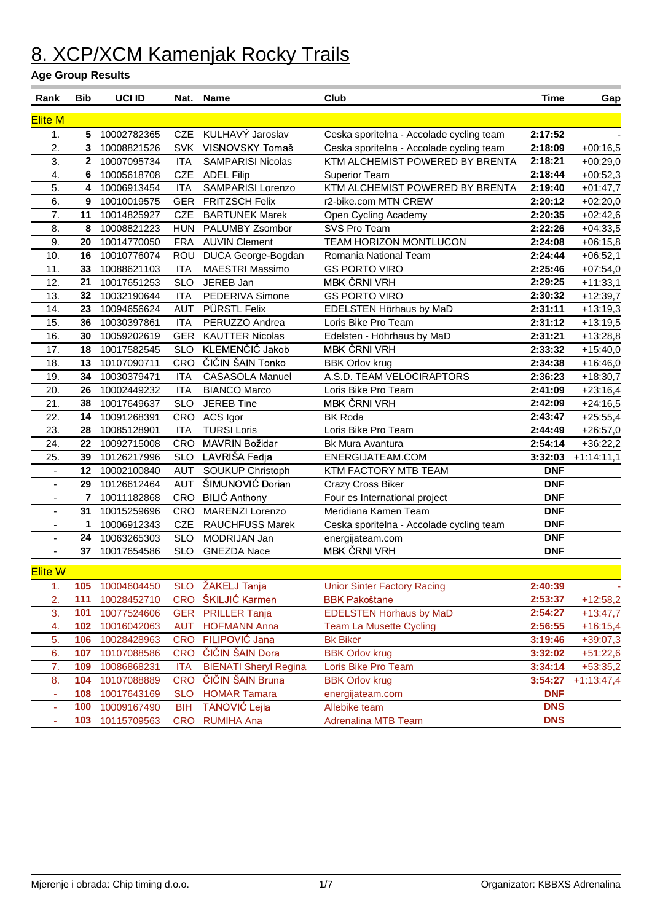# 8. XCP/XCM Kamenjak Rocky Trails

**Age Group Results**

| Rank | Bib | UCI ID | Nat. | Name | Club | Time | Gap |
|---|---|---|---|---|---|---|---|
| **Elite M** | | | | | | | |
| 1. | 5 | 10002782365 | CZE | KULHAVÝ Jaroslav | Ceska sporitelna - Accolade cycling team | 2:17:52 | - |
| 2. | 3 | 10008821526 | SVK | VISNOVSKY Tomaš | Ceska sporitelna - Accolade cycling team | 2:18:09 | +00:16,5 |
| 3. | 2 | 10007095734 | ITA | SAMPARISI Nicolas | KTM ALCHEMIST POWERED BY BRENTA | 2:18:21 | +00:29,0 |
| 4. | 6 | 10005618708 | CZE | ADEL Filip | Superior Team | 2:18:44 | +00:52,3 |
| 5. | 4 | 10006913454 | ITA | SAMPARISI Lorenzo | KTM ALCHEMIST POWERED BY BRENTA | 2:19:40 | +01:47,7 |
| 6. | 9 | 10010019575 | GER | FRITZSCH Felix | r2-bike.com MTN CREW | 2:20:12 | +02:20,0 |
| 7. | 11 | 10014825927 | CZE | BARTUNEK Marek | Open Cycling Academy | 2:20:35 | +02:42,6 |
| 8. | 8 | 10008821223 | HUN | PALUMBY Zsombor | SVS Pro Team | 2:22:26 | +04:33,5 |
| 9. | 20 | 10014770050 | FRA | AUVIN Clement | TEAM HORIZON MONTLUCON | 2:24:08 | +06:15,8 |
| 10. | 16 | 10010776074 | ROU | DUCA George-Bogdan | Romania National Team | 2:24:44 | +06:52,1 |
| 11. | 33 | 10088621103 | ITA | MAESTRI Massimo | GS PORTO VIRO | 2:25:46 | +07:54,0 |
| 12. | 21 | 10017651253 | SLO | JEREB Jan | MBK ČRNI VRH | 2:29:25 | +11:33,1 |
| 13. | 32 | 10032190644 | ITA | PEDERIVA Simone | GS PORTO VIRO | 2:30:32 | +12:39,7 |
| 14. | 23 | 10094656624 | AUT | PÜRSTL Felix | EDELSTEN Hörhaus by MaD | 2:31:11 | +13:19,3 |
| 15. | 36 | 10030397861 | ITA | PERUZZO Andrea | Loris Bike Pro Team | 2:31:12 | +13:19,5 |
| 16. | 30 | 10059202619 | GER | KAUTTER Nicolas | Edelsten - Höhrhaus by MaD | 2:31:21 | +13:28,8 |
| 17. | 18 | 10017582545 | SLO | KLEMENČIČ Jakob | MBK ČRNI VRH | 2:33:32 | +15:40,0 |
| 18. | 13 | 10107090711 | CRO | ČIČIN ŠAIN Tonko | BBK Orlov krug | 2:34:38 | +16:46,0 |
| 19. | 34 | 10030379471 | ITA | CASASOLA Manuel | A.S.D. TEAM VELOCIRAPTORS | 2:36:23 | +18:30,7 |
| 20. | 26 | 10002449232 | ITA | BIANCO Marco | Loris Bike Pro Team | 2:41:09 | +23:16,4 |
| 21. | 38 | 10017649637 | SLO | JEREB Tine | MBK ČRNI VRH | 2:42:09 | +24:16,5 |
| 22. | 14 | 10091268391 | CRO | ACS Igor | BK Roda | 2:43:47 | +25:55,4 |
| 23. | 28 | 10085128901 | ITA | TURSI Loris | Loris Bike Pro Team | 2:44:49 | +26:57,0 |
| 24. | 22 | 10092715008 | CRO | MAVRIN Božidar | Bk Mura Avantura | 2:54:14 | +36:22,2 |
| 25. | 39 | 10126217996 | SLO | LAVRIŠA Fedja | ENERGIJATEAM.COM | 3:32:03 | +1:14:11,1 |
| - | 12 | 10002100840 | AUT | SOUKUP Christoph | KTM FACTORY MTB TEAM | DNF | |
| - | 29 | 10126612464 | AUT | ŠIMUNOVIĆ Dorian | Crazy Cross Biker | DNF | |
| - | 7 | 10011182868 | CRO | BILIĆ Anthony | Four es International project | DNF | |
| - | 31 | 10015259696 | CRO | MARENZI Lorenzo | Meridiana Kamen Team | DNF | |
| - | 1 | 10006912343 | CZE | RAUCHFUSS Marek | Ceska sporitelna - Accolade cycling team | DNF | |
| - | 24 | 10063265303 | SLO | MODRIJAN Jan | energijateam.com | DNF | |
| - | 37 | 10017654586 | SLO | GNEZDA Nace | MBK ČRNI VRH | DNF | |
| **Elite W** | | | | | | | |
| 1. | 105 | 10004604450 | SLO | ŽAKELJ Tanja | Unior Sinter Factory Racing | 2:40:39 | - |
| 2. | 111 | 10028452710 | CRO | ŠKILJIĆ Karmen | BBK Pakoštane | 2:53:37 | +12:58,2 |
| 3. | 101 | 10077524606 | GER | PRILLER Tanja | EDELSTEN Hörhaus by MaD | 2:54:27 | +13:47,7 |
| 4. | 102 | 10016042063 | AUT | HOFMANN Anna | Team La Musette Cycling | 2:56:55 | +16:15,4 |
| 5. | 106 | 10028428963 | CRO | FILIPOVIĆ Jana | Bk Biker | 3:19:46 | +39:07,3 |
| 6. | 107 | 10107088586 | CRO | ČIČIN ŠAIN Dora | BBK Orlov krug | 3:32:02 | +51:22,6 |
| 7. | 109 | 10086868231 | ITA | BIENATI Sheryl Regina | Loris Bike Pro Team | 3:34:14 | +53:35,2 |
| 8. | 104 | 10107088889 | CRO | ČIČIN ŠAIN Bruna | BBK Orlov krug | 3:54:27 | +1:13:47,4 |
| - | 108 | 10017643169 | SLO | HOMAR Tamara | energijateam.com | DNF | |
| - | 100 | 10009167490 | BIH | TANOVIĆ Lejla | Allebike team | DNS | |
| - | 103 | 10115709563 | CRO | RUMIHA Ana | Adrenalina MTB Team | DNS | |

Mjerenje i obrada: Chip timing d.o.o.  Organizator: KBBXS Adrenalina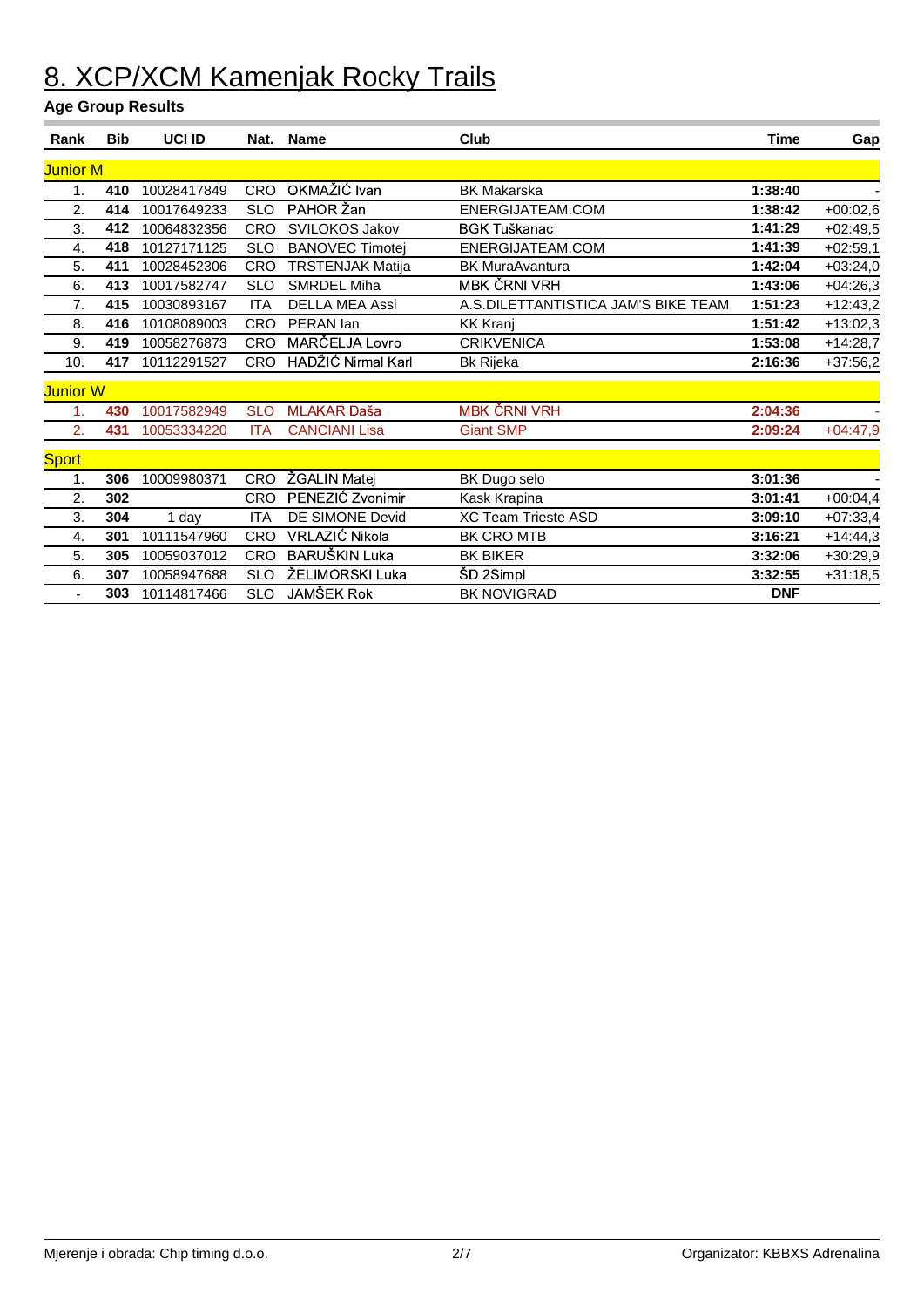# 8. XCP/XCM Kamenjak Rocky Trails

**Age Group Results**

| Rank | Bib | UCI ID | Nat. | Name | Club | Time | Gap |
|---|---|---|---|---|---|---|---|
| **Junior M** | | | | | | | |
| 1. | **410** | 10028417849 | CRO | OKMAŽIĆ Ivan | BK Makarska | **1:38:40** | - |
| 2. | **414** | 10017649233 | SLO | PAHOR Žan | ENERGIJATEAM.COM | **1:38:42** | +00:02,6 |
| 3. | **412** | 10064832356 | CRO | SVILOKOS Jakov | BGK Tuškanac | **1:41:29** | +02:49,5 |
| 4. | **418** | 10127171125 | SLO | BANOVEC Timotej | ENERGIJATEAM.COM | **1:41:39** | +02:59,1 |
| 5. | **411** | 10028452306 | CRO | TRSTENJAK Matija | BK MuraAvantura | **1:42:04** | +03:24,0 |
| 6. | **413** | 10017582747 | SLO | SMRDEL Miha | MBK ČRNI VRH | **1:43:06** | +04:26,3 |
| 7. | **415** | 10030893167 | ITA | DELLA MEA Assi | A.S.DILETTANTISTICA JAM'S BIKE TEAM | **1:51:23** | +12:43,2 |
| 8. | **416** | 10108089003 | CRO | PERAN Ian | KK Kranj | **1:51:42** | +13:02,3 |
| 9. | **419** | 10058276873 | CRO | MARČELJA Lovro | CRIKVENICA | **1:53:08** | +14:28,7 |
| 10. | **417** | 10112291527 | CRO | HADŽIĆ Nirmal Karl | Bk Rijeka | **2:16:36** | +37:56,2 |
| **Junior W** | | | | | | | |
| 1. | **430** | 10017582949 | SLO | MLAKAR Daša | MBK ČRNI VRH | **2:04:36** | - |
| 2. | **431** | 10053334220 | ITA | CANCIANI Lisa | Giant SMP | **2:09:24** | +04:47,9 |
| **Sport** | | | | | | | |
| 1. | **306** | 10009980371 | CRO | ŽGALIN Matej | BK Dugo selo | **3:01:36** | - |
| 2. | **302** | | CRO | PENEZIĆ Zvonimir | Kask Krapina | **3:01:41** | +00:04,4 |
| 3. | **304** | 1 day | ITA | DE SIMONE Devid | XC Team Trieste ASD | **3:09:10** | +07:33,4 |
| 4. | **301** | 10111547960 | CRO | VRLAZIĆ Nikola | BK CRO MTB | **3:16:21** | +14:44,3 |
| 5. | **305** | 10059037012 | CRO | BARUŠKIN Luka | BK BIKER | **3:32:06** | +30:29,9 |
| 6. | **307** | 10058947688 | SLO | ŽELIMORSKI Luka | ŠD 2Simpl | **3:32:55** | +31:18,5 |
| - | **303** | 10114817466 | SLO | JAMŠEK Rok | BK NOVIGRAD | **DNF** | |

Mjerenje i obrada: Chip timing d.o.o. — Organizator: KBBXS Adrenalina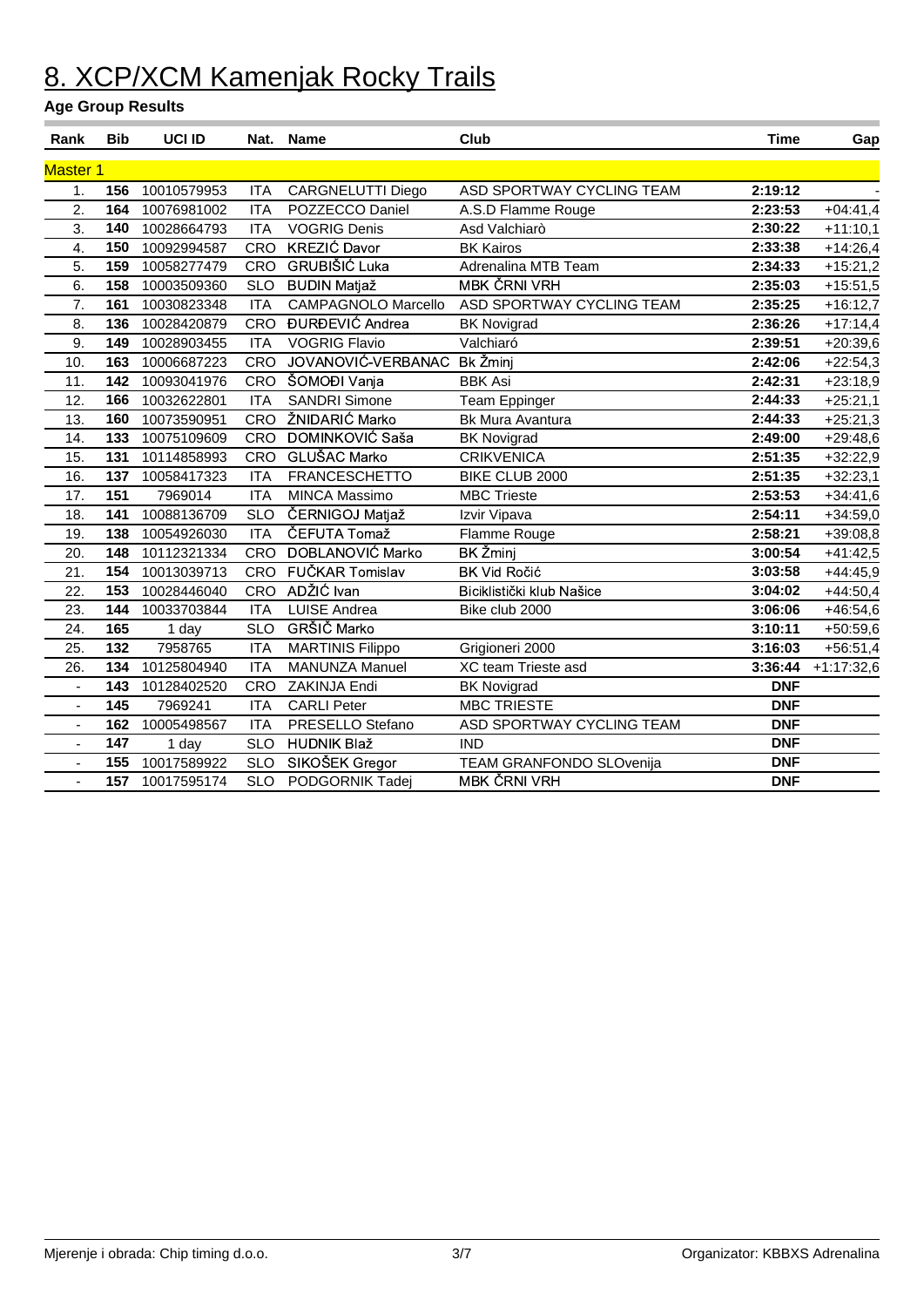# 8. XCP/XCM Kamenjak Rocky Trails

**Age Group Results**

| Rank | Bib | UCI ID | Nat. | Name | Club | Time | Gap |
|---|---|---|---|---|---|---|---|
| **Master 1** | | | | | | | |
| 1. | **156** | 10010579953 | ITA | CARGNELUTTI Diego | ASD SPORTWAY CYCLING TEAM | **2:19:12** | - |
| 2. | **164** | 10076981002 | ITA | POZZECCO Daniel | A.S.D Flamme Rouge | **2:23:53** | +04:41,4 |
| 3. | **140** | 10028664793 | ITA | VOGRIG Denis | Asd Valchiarò | **2:30:22** | +11:10,1 |
| 4. | **150** | 10092994587 | CRO | KREZIĆ Davor | BK Kairos | **2:33:38** | +14:26,4 |
| 5. | **159** | 10058277479 | CRO | GRUBIŠIĆ Luka | Adrenalina MTB Team | **2:34:33** | +15:21,2 |
| 6. | **158** | 10003509360 | SLO | BUDIN Matjaž | MBK ČRNI VRH | **2:35:03** | +15:51,5 |
| 7. | **161** | 10030823348 | ITA | CAMPAGNOLO Marcello | ASD SPORTWAY CYCLING TEAM | **2:35:25** | +16:12,7 |
| 8. | **136** | 10028420879 | CRO | ĐURĐEVIĆ Andrea | BK Novigrad | **2:36:26** | +17:14,4 |
| 9. | **149** | 10028903455 | ITA | VOGRIG Flavio | Valchiaró | **2:39:51** | +20:39,6 |
| 10. | **163** | 10006687223 | CRO | JOVANOVIĆ-VERBANAC | Bk Žminj | **2:42:06** | +22:54,3 |
| 11. | **142** | 10093041976 | CRO | ŠOMOĐI Vanja | BBK Asi | **2:42:31** | +23:18,9 |
| 12. | **166** | 10032622801 | ITA | SANDRI Simone | Team Eppinger | **2:44:33** | +25:21,1 |
| 13. | **160** | 10073590951 | CRO | ŽNIDARIĆ Marko | Bk Mura Avantura | **2:44:33** | +25:21,3 |
| 14. | **133** | 10075109609 | CRO | DOMINKOVIĆ Saša | BK Novigrad | **2:49:00** | +29:48,6 |
| 15. | **131** | 10114858993 | CRO | GLUŠAC Marko | CRIKVENICA | **2:51:35** | +32:22,9 |
| 16. | **137** | 10058417323 | ITA | FRANCESCHETTO | BIKE CLUB 2000 | **2:51:35** | +32:23,1 |
| 17. | **151** | 7969014 | ITA | MINCA Massimo | MBC Trieste | **2:53:53** | +34:41,6 |
| 18. | **141** | 10088136709 | SLO | ČERNIGOJ Matjaž | Izvir Vipava | **2:54:11** | +34:59,0 |
| 19. | **138** | 10054926030 | ITA | ČEFUTA Tomaž | Flamme Rouge | **2:58:21** | +39:08,8 |
| 20. | **148** | 10112321334 | CRO | DOBLANOVIĆ Marko | BK Žminj | **3:00:54** | +41:42,5 |
| 21. | **154** | 10013039713 | CRO | FUČKAR Tomislav | BK Vid Ročić | **3:03:58** | +44:45,9 |
| 22. | **153** | 10028446040 | CRO | ADŽIĆ Ivan | Biciklistički klub Našice | **3:04:02** | +44:50,4 |
| 23. | **144** | 10033703844 | ITA | LUISE Andrea | Bike club 2000 | **3:06:06** | +46:54,6 |
| 24. | **165** | 1 day | SLO | GRŠIČ Marko | | **3:10:11** | +50:59,6 |
| 25. | **132** | 7958765 | ITA | MARTINIS Filippo | Grigioneri 2000 | **3:16:03** | +56:51,4 |
| 26. | **134** | 10125804940 | ITA | MANUNZA Manuel | XC team Trieste asd | **3:36:44** | +1:17:32,6 |
| - | **143** | 10128402520 | CRO | ZAKINJA Endi | BK Novigrad | **DNF** | |
| - | **145** | 7969241 | ITA | CARLI Peter | MBC TRIESTE | **DNF** | |
| - | **162** | 10005498567 | ITA | PRESELLO Stefano | ASD SPORTWAY CYCLING TEAM | **DNF** | |
| - | **147** | 1 day | SLO | HUDNIK Blaž | IND | **DNF** | |
| - | **155** | 10017589922 | SLO | SIKOŠEK Gregor | TEAM GRANFONDO SLOvenija | **DNF** | |
| - | **157** | 10017595174 | SLO | PODGORNIK Tadej | MBK ČRNI VRH | **DNF** | |

Mjerenje i obrada: Chip timing d.o.o. Organizator: KBBXS Adrenalina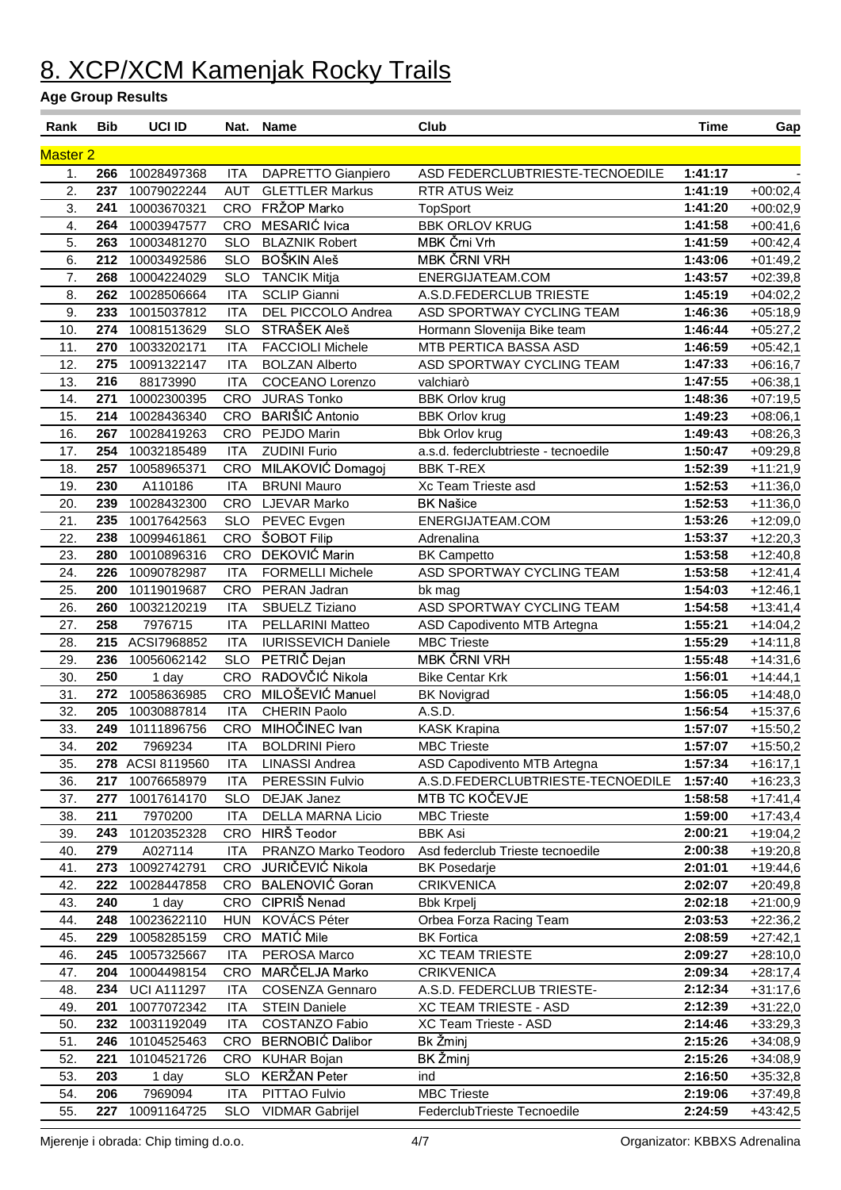# 8. XCP/XCM Kamenjak Rocky Trails

**Age Group Results**

| Rank | Bib | UCI ID | Nat. | Name | Club | Time | Gap |
|---|---|---|---|---|---|---|---|
| **Master 2** | | | | | | | |
| 1. | 266 | 10028497368 | ITA | DAPRETTO Gianpiero | ASD FEDERCLUBTRIESTE-TECNOEDILE | 1:41:17 | - |
| 2. | 237 | 10079022244 | AUT | GLETTLER Markus | RTR ATUS Weiz | 1:41:19 | +00:02,4 |
| 3. | 241 | 10003670321 | CRO | FRŽOP Marko | TopSport | 1:41:20 | +00:02,9 |
| 4. | 264 | 10003947577 | CRO | MESARIĆ Ivica | BBK ORLOV KRUG | 1:41:58 | +00:41,6 |
| 5. | 263 | 10003481270 | SLO | BLAZNIK Robert | MBK Črni Vrh | 1:41:59 | +00:42,4 |
| 6. | 212 | 10003492586 | SLO | BOŠKIN Aleš | MBK ČRNI VRH | 1:43:06 | +01:49,2 |
| 7. | 268 | 10004224029 | SLO | TANCIK Mitja | ENERGIJATEAM.COM | 1:43:57 | +02:39,8 |
| 8. | 262 | 10028506664 | ITA | SCLIP Gianni | A.S.D.FEDERCLUB TRIESTE | 1:45:19 | +04:02,2 |
| 9. | 233 | 10015037812 | ITA | DEL PICCOLO Andrea | ASD SPORTWAY CYCLING TEAM | 1:46:36 | +05:18,9 |
| 10. | 274 | 10081513629 | SLO | STRAŠEK Aleš | Hormann Slovenija Bike team | 1:46:44 | +05:27,2 |
| 11. | 270 | 10033202171 | ITA | FACCIOLI Michele | MTB PERTICA BASSA ASD | 1:46:59 | +05:42,1 |
| 12. | 275 | 10091322147 | ITA | BOLZAN Alberto | ASD SPORTWAY CYCLING TEAM | 1:47:33 | +06:16,7 |
| 13. | 216 | 88173990 | ITA | COCEANO Lorenzo | valchiarò | 1:47:55 | +06:38,1 |
| 14. | 271 | 10002300395 | CRO | JURAS Tonko | BBK Orlov krug | 1:48:36 | +07:19,5 |
| 15. | 214 | 10028436340 | CRO | BARIŠIĆ Antonio | BBK Orlov krug | 1:49:23 | +08:06,1 |
| 16. | 267 | 10028419263 | CRO | PEJDO Marin | Bbk Orlov krug | 1:49:43 | +08:26,3 |
| 17. | 254 | 10032185489 | ITA | ZUDINI Furio | a.s.d. federclubtrieste - tecnoedile | 1:50:47 | +09:29,8 |
| 18. | 257 | 10058965371 | CRO | MILAKOVIĆ Domagoj | BBK T-REX | 1:52:39 | +11:21,9 |
| 19. | 230 | A110186 | ITA | BRUNI Mauro | Xc Team Trieste asd | 1:52:53 | +11:36,0 |
| 20. | 239 | 10028432300 | CRO | LJEVAR Marko | BK Našice | 1:52:53 | +11:36,0 |
| 21. | 235 | 10017642563 | SLO | PEVEC Evgen | ENERGIJATEAM.COM | 1:53:26 | +12:09,0 |
| 22. | 238 | 10099461861 | CRO | ŠOBOT Filip | Adrenalina | 1:53:37 | +12:20,3 |
| 23. | 280 | 10010896316 | CRO | DEKOVIĆ Marin | BK Campetto | 1:53:58 | +12:40,8 |
| 24. | 226 | 10090782987 | ITA | FORMELLI Michele | ASD SPORTWAY CYCLING TEAM | 1:53:58 | +12:41,4 |
| 25. | 200 | 10119019687 | CRO | PERAN Jadran | bk mag | 1:54:03 | +12:46,1 |
| 26. | 260 | 10032120219 | ITA | SBUELZ Tiziano | ASD SPORTWAY CYCLING TEAM | 1:54:58 | +13:41,4 |
| 27. | 258 | 7976715 | ITA | PELLARINI Matteo | ASD Capodivento MTB Artegna | 1:55:21 | +14:04,2 |
| 28. | 215 | ACSI7968852 | ITA | IURISSEVICH Daniele | MBC Trieste | 1:55:29 | +14:11,8 |
| 29. | 236 | 10056062142 | SLO | PETRIČ Dejan | MBK ČRNI VRH | 1:55:48 | +14:31,6 |
| 30. | 250 | 1 day | CRO | RADOVČIĆ Nikola | Bike Centar Krk | 1:56:01 | +14:44,1 |
| 31. | 272 | 10058636985 | CRO | MILOŠEVIĆ Manuel | BK Novigrad | 1:56:05 | +14:48,0 |
| 32. | 205 | 10030887814 | ITA | CHERIN Paolo | A.S.D. | 1:56:54 | +15:37,6 |
| 33. | 249 | 10111896756 | CRO | MIHOČINEC Ivan | KASK Krapina | 1:57:07 | +15:50,2 |
| 34. | 202 | 7969234 | ITA | BOLDRINI Piero | MBC Trieste | 1:57:07 | +15:50,2 |
| 35. | 278 | ACSI 8119560 | ITA | LINASSI Andrea | ASD Capodivento MTB Artegna | 1:57:34 | +16:17,1 |
| 36. | 217 | 10076658979 | ITA | PERESSIN Fulvio | A.S.D.FEDERCLUBTRIESTE-TECNOEDILE | 1:57:40 | +16:23,3 |
| 37. | 277 | 10017614170 | SLO | DEJAK Janez | MTB TC KOČEVJE | 1:58:58 | +17:41,4 |
| 38. | 211 | 7970200 | ITA | DELLA MARNA Licio | MBC Trieste | 1:59:00 | +17:43,4 |
| 39. | 243 | 10120352328 | CRO | HIRŠ Teodor | BBK Asi | 2:00:21 | +19:04,2 |
| 40. | 279 | A027114 | ITA | PRANZO Marko Teodoro | Asd federclub Trieste tecnoedile | 2:00:38 | +19:20,8 |
| 41. | 273 | 10092742791 | CRO | JURIČEVIĆ Nikola | BK Posedarje | 2:01:01 | +19:44,6 |
| 42. | 222 | 10028447858 | CRO | BALENOVIĆ Goran | CRIKVENICA | 2:02:07 | +20:49,8 |
| 43. | 240 | 1 day | CRO | CIPRIŠ Nenad | Bbk Krpelj | 2:02:18 | +21:00,9 |
| 44. | 248 | 10023622110 | HUN | KOVÁCS Péter | Orbea Forza Racing Team | 2:03:53 | +22:36,2 |
| 45. | 229 | 10058285159 | CRO | MATIĆ Mile | BK Fortica | 2:08:59 | +27:42,1 |
| 46. | 245 | 10057325667 | ITA | PEROSA Marco | XC TEAM TRIESTE | 2:09:27 | +28:10,0 |
| 47. | 204 | 10004498154 | CRO | MARČELJA Marko | CRIKVENICA | 2:09:34 | +28:17,4 |
| 48. | 234 | UCI A111297 | ITA | COSENZA Gennaro | A.S.D. FEDERCLUB TRIESTE- | 2:12:34 | +31:17,6 |
| 49. | 201 | 10077072342 | ITA | STEIN Daniele | XC TEAM TRIESTE - ASD | 2:12:39 | +31:22,0 |
| 50. | 232 | 10031192049 | ITA | COSTANZO Fabio | XC Team Trieste - ASD | 2:14:46 | +33:29,3 |
| 51. | 246 | 10104525463 | CRO | BERNOBIĆ Dalibor | Bk Žminj | 2:15:26 | +34:08,9 |
| 52. | 221 | 10104521726 | CRO | KUHAR Bojan | BK Žminj | 2:15:26 | +34:08,9 |
| 53. | 203 | 1 day | SLO | KERŽAN Peter | ind | 2:16:50 | +35:32,8 |
| 54. | 206 | 7969094 | ITA | PITTAO Fulvio | MBC Trieste | 2:19:06 | +37:49,8 |
| 55. | 227 | 10091164725 | SLO | VIDMAR Gabrijel | FederclubTrieste Tecnoedile | 2:24:59 | +43:42,5 |

Mjerenje i obrada: Chip timing d.o.o. Organizator: KBBXS Adrenalina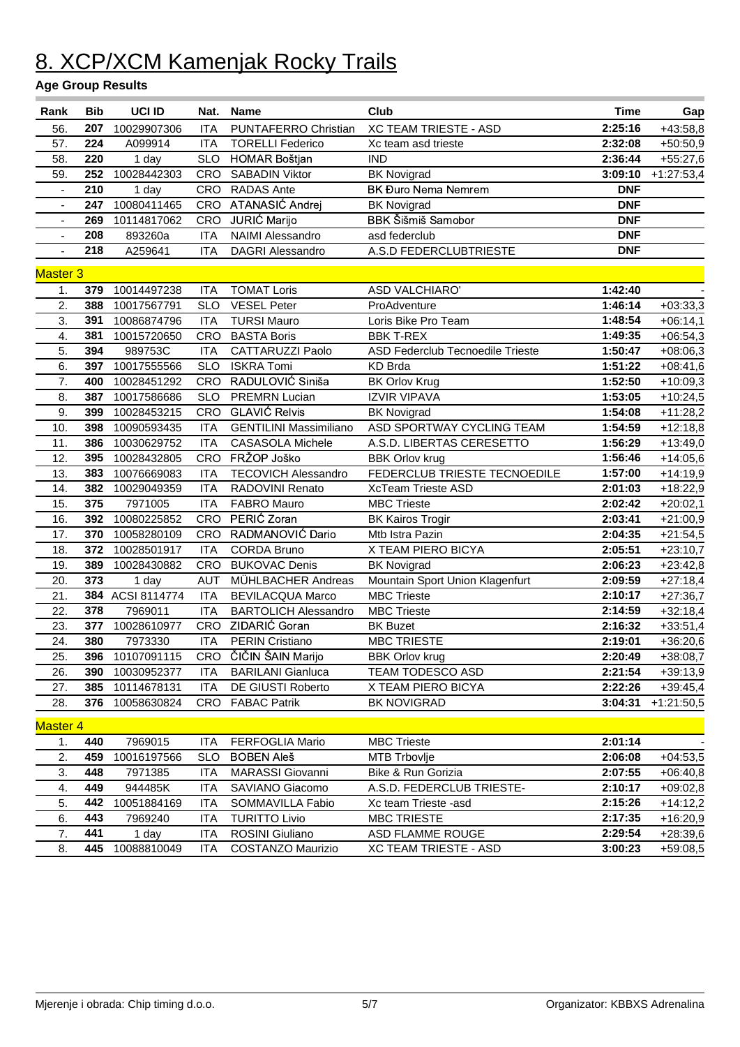# 8. XCP/XCM Kamenjak Rocky Trails

**Age Group Results**

| Rank | Bib | UCI ID | Nat. | Name | Club | Time | Gap |
|---|---|---|---|---|---|---|---|
| 56. | 207 | 10029907306 | ITA | PUNTAFERRO Christian | XC TEAM TRIESTE - ASD | 2:25:16 | +43:58,8 |
| 57. | 224 | A099914 | ITA | TORELLI Federico | Xc team asd trieste | 2:32:08 | +50:50,9 |
| 58. | 220 | 1 day | SLO | HOMAR Boštjan | IND | 2:36:44 | +55:27,6 |
| 59. | 252 | 10028442303 | CRO | SABADIN Viktor | BK Novigrad | 3:09:10 | +1:27:53,4 |
| - | 210 | 1 day | CRO | RADAS Ante | BK Đuro Nema Nemrem | DNF | |
| - | 247 | 10080411465 | CRO | ATANASIĆ Andrej | BK Novigrad | DNF | |
| - | 269 | 10114817062 | CRO | JURIĆ Marijo | BBK Šišmiš Samobor | DNF | |
| - | 208 | 893260a | ITA | NAIMI Alessandro | asd federclub | DNF | |
| - | 218 | A259641 | ITA | DAGRI Alessandro | A.S.D FEDERCLUBTRIESTE | DNF | |
| **Master 3** | | | | | | | |
| 1. | 379 | 10014497238 | ITA | TOMAT Loris | ASD VALCHIARO' | 1:42:40 | - |
| 2. | 388 | 10017567791 | SLO | VESEL Peter | ProAdventure | 1:46:14 | +03:33,3 |
| 3. | 391 | 10086874796 | ITA | TURSI Mauro | Loris Bike Pro Team | 1:48:54 | +06:14,1 |
| 4. | 381 | 10015720650 | CRO | BASTA Boris | BBK T-REX | 1:49:35 | +06:54,3 |
| 5. | 394 | 989753C | ITA | CATTARUZZI Paolo | ASD Federclub Tecnoedile Trieste | 1:50:47 | +08:06,3 |
| 6. | 397 | 10017555566 | SLO | ISKRA Tomi | KD Brda | 1:51:22 | +08:41,6 |
| 7. | 400 | 10028451292 | CRO | RADULOVIĆ Siniša | BK Orlov Krug | 1:52:50 | +10:09,3 |
| 8. | 387 | 10017586686 | SLO | PREMRN Lucian | IZVIR VIPAVA | 1:53:05 | +10:24,5 |
| 9. | 399 | 10028453215 | CRO | GLAVIĆ Relvis | BK Novigrad | 1:54:08 | +11:28,2 |
| 10. | 398 | 10090593435 | ITA | GENTILINI Massimiliano | ASD SPORTWAY CYCLING TEAM | 1:54:59 | +12:18,8 |
| 11. | 386 | 10030629752 | ITA | CASASOLA Michele | A.S.D. LIBERTAS CERESETTO | 1:56:29 | +13:49,0 |
| 12. | 395 | 10028432805 | CRO | FRŽOP Joško | BBK Orlov krug | 1:56:46 | +14:05,6 |
| 13. | 383 | 10076669083 | ITA | TECOVICH Alessandro | FEDERCLUB TRIESTE TECNOEDILE | 1:57:00 | +14:19,9 |
| 14. | 382 | 10029049359 | ITA | RADOVINI Renato | XcTeam Trieste ASD | 2:01:03 | +18:22,9 |
| 15. | 375 | 7971005 | ITA | FABRO Mauro | MBC Trieste | 2:02:42 | +20:02,1 |
| 16. | 392 | 10080225852 | CRO | PERIĆ Zoran | BK Kairos Trogir | 2:03:41 | +21:00,9 |
| 17. | 370 | 10058280109 | CRO | RADMANOVIĆ Dario | Mtb Istra Pazin | 2:04:35 | +21:54,5 |
| 18. | 372 | 10028501917 | ITA | CORDA Bruno | X TEAM PIERO BICYA | 2:05:51 | +23:10,7 |
| 19. | 389 | 10028430882 | CRO | BUKOVAC Denis | BK Novigrad | 2:06:23 | +23:42,8 |
| 20. | 373 | 1 day | AUT | MÜHLBACHER Andreas | Mountain Sport Union Klagenfurt | 2:09:59 | +27:18,4 |
| 21. | 384 | ACSI 8114774 | ITA | BEVILACQUA Marco | MBC Trieste | 2:10:17 | +27:36,7 |
| 22. | 378 | 7969011 | ITA | BARTOLICH Alessandro | MBC Trieste | 2:14:59 | +32:18,4 |
| 23. | 377 | 10028610977 | CRO | ZIDARIĆ Goran | BK Buzet | 2:16:32 | +33:51,4 |
| 24. | 380 | 7973330 | ITA | PERIN Cristiano | MBC TRIESTE | 2:19:01 | +36:20,6 |
| 25. | 396 | 10107091115 | CRO | ČIČIN ŠAIN Marijo | BBK Orlov krug | 2:20:49 | +38:08,7 |
| 26. | 390 | 10030952377 | ITA | BARILANI Gianluca | TEAM TODESCO ASD | 2:21:54 | +39:13,9 |
| 27. | 385 | 10114678131 | ITA | DE GIUSTI Roberto | X TEAM PIERO BICYA | 2:22:26 | +39:45,4 |
| 28. | 376 | 10058630824 | CRO | FABAC Patrik | BK NOVIGRAD | 3:04:31 | +1:21:50,5 |
| **Master 4** | | | | | | | |
| 1. | 440 | 7969015 | ITA | FERFOGLIA Mario | MBC Trieste | 2:01:14 | - |
| 2. | 459 | 10016197566 | SLO | BOBEN Aleš | MTB Trbovlje | 2:06:08 | +04:53,5 |
| 3. | 448 | 7971385 | ITA | MARASSI Giovanni | Bike & Run Gorizia | 2:07:55 | +06:40,8 |
| 4. | 449 | 944485K | ITA | SAVIANO Giacomo | A.S.D. FEDERCLUB TRIESTE- | 2:10:17 | +09:02,8 |
| 5. | 442 | 10051884169 | ITA | SOMMAVILLA Fabio | Xc team Trieste -asd | 2:15:26 | +14:12,2 |
| 6. | 443 | 7969240 | ITA | TURITTO Livio | MBC TRIESTE | 2:17:35 | +16:20,9 |
| 7. | 441 | 1 day | ITA | ROSINI Giuliano | ASD FLAMME ROUGE | 2:29:54 | +28:39,6 |
| 8. | 445 | 10088810049 | ITA | COSTANZO Maurizio | XC TEAM TRIESTE - ASD | 3:00:23 | +59:08,5 |

Mjerenje i obrada: Chip timing d.o.o. — Organizator: KBBXS Adrenalina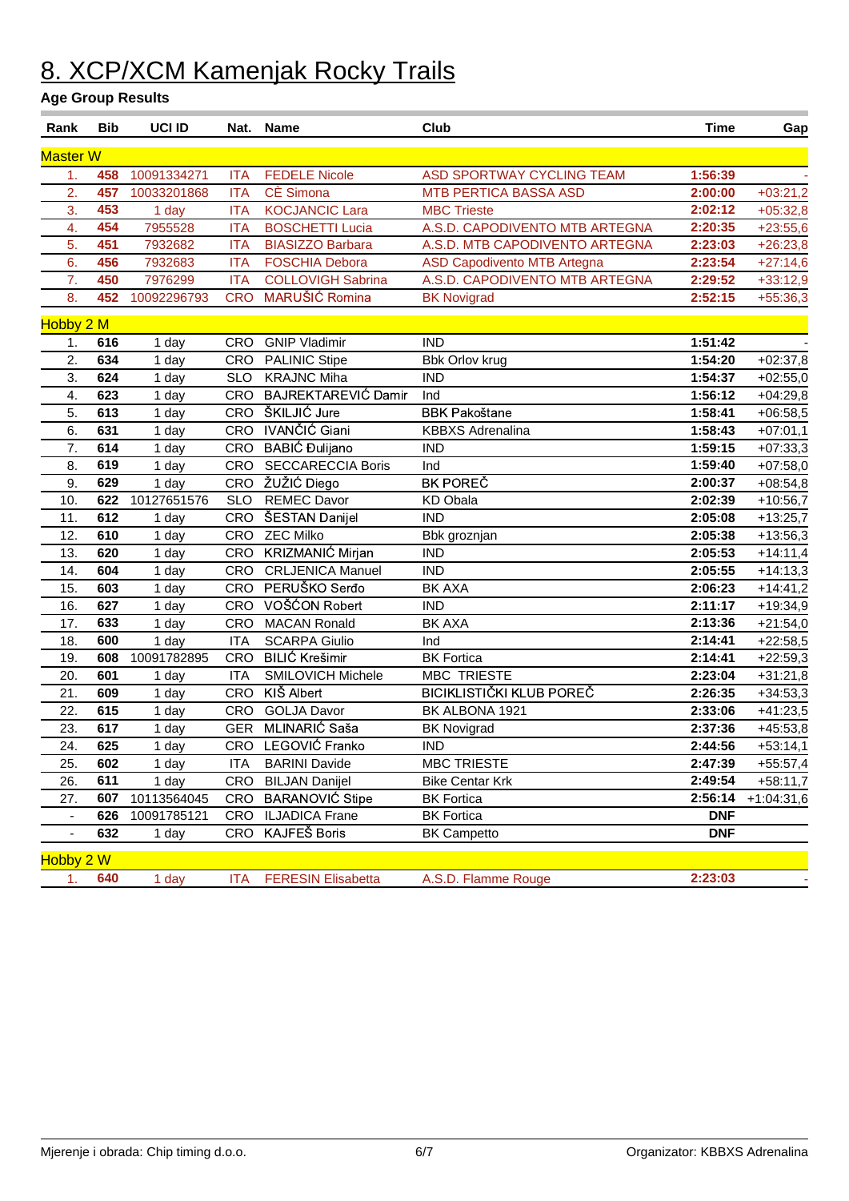# 8. XCP/XCM Kamenjak Rocky Trails

**Age Group Results**

| Rank | Bib | UCI ID | Nat. | Name | Club | Time | Gap |
|---|---|---|---|---|---|---|---|
| **Master W** | | | | | | | |
| 1. | 458 | 10091334271 | ITA | FEDELE Nicole | ASD SPORTWAY CYCLING TEAM | 1:56:39 | - |
| 2. | 457 | 10033201868 | ITA | CÈ Simona | MTB PERTICA BASSA ASD | 2:00:00 | +03:21,2 |
| 3. | 453 | 1 day | ITA | KOCJANCIC Lara | MBC Trieste | 2:02:12 | +05:32,8 |
| 4. | 454 | 7955528 | ITA | BOSCHETTI Lucia | A.S.D. CAPODIVENTO MTB ARTEGNA | 2:20:35 | +23:55,6 |
| 5. | 451 | 7932682 | ITA | BIASIZZO Barbara | A.S.D. MTB CAPODIVENTO ARTEGNA | 2:23:03 | +26:23,8 |
| 6. | 456 | 7932683 | ITA | FOSCHIA Debora | ASD Capodivento MTB Artegna | 2:23:54 | +27:14,6 |
| 7. | 450 | 7976299 | ITA | COLLOVIGH Sabrina | A.S.D. CAPODIVENTO MTB ARTEGNA | 2:29:52 | +33:12,9 |
| 8. | 452 | 10092296793 | CRO | MARUŠIĆ Romina | BK Novigrad | 2:52:15 | +55:36,3 |
| **Hobby 2 M** | | | | | | | |
| 1. | 616 | 1 day | CRO | GNIP Vladimir | IND | 1:51:42 | - |
| 2. | 634 | 1 day | CRO | PALINIC Stipe | Bbk Orlov krug | 1:54:20 | +02:37,8 |
| 3. | 624 | 1 day | SLO | KRAJNC Miha | IND | 1:54:37 | +02:55,0 |
| 4. | 623 | 1 day | CRO | BAJREKTAREVIĆ Damir | Ind | 1:56:12 | +04:29,8 |
| 5. | 613 | 1 day | CRO | ŠKILJIĆ Jure | BBK Pakoštane | 1:58:41 | +06:58,5 |
| 6. | 631 | 1 day | CRO | IVANČIĆ Giani | KBBXS Adrenalina | 1:58:43 | +07:01,1 |
| 7. | 614 | 1 day | CRO | BABIĆ Đulijano | IND | 1:59:15 | +07:33,3 |
| 8. | 619 | 1 day | CRO | SECCARECCIA Boris | Ind | 1:59:40 | +07:58,0 |
| 9. | 629 | 1 day | CRO | ŽUŽIĆ Diego | BK POREČ | 2:00:37 | +08:54,8 |
| 10. | 622 | 10127651576 | SLO | REMEC Davor | KD Obala | 2:02:39 | +10:56,7 |
| 11. | 612 | 1 day | CRO | ŠESTAN Danijel | IND | 2:05:08 | +13:25,7 |
| 12. | 610 | 1 day | CRO | ZEC Milko | Bbk groznjan | 2:05:38 | +13:56,3 |
| 13. | 620 | 1 day | CRO | KRIZMANIĆ Mirjan | IND | 2:05:53 | +14:11,4 |
| 14. | 604 | 1 day | CRO | CRLJENICA Manuel | IND | 2:05:55 | +14:13,3 |
| 15. | 603 | 1 day | CRO | PERUŠKO Serđo | BK AXA | 2:06:23 | +14:41,2 |
| 16. | 627 | 1 day | CRO | VOŠĆON Robert | IND | 2:11:17 | +19:34,9 |
| 17. | 633 | 1 day | CRO | MACAN Ronald | BK AXA | 2:13:36 | +21:54,0 |
| 18. | 600 | 1 day | ITA | SCARPA Giulio | Ind | 2:14:41 | +22:58,5 |
| 19. | 608 | 10091782895 | CRO | BILIĆ Krešimir | BK Fortica | 2:14:41 | +22:59,3 |
| 20. | 601 | 1 day | ITA | SMILOVICH Michele | MBC TRIESTE | 2:23:04 | +31:21,8 |
| 21. | 609 | 1 day | CRO | KIŠ Albert | BICIKLISTIČKI KLUB POREČ | 2:26:35 | +34:53,3 |
| 22. | 615 | 1 day | CRO | GOLJA Davor | BK ALBONA 1921 | 2:33:06 | +41:23,5 |
| 23. | 617 | 1 day | GER | MLINARIĆ Saša | BK Novigrad | 2:37:36 | +45:53,8 |
| 24. | 625 | 1 day | CRO | LEGOVIĆ Franko | IND | 2:44:56 | +53:14,1 |
| 25. | 602 | 1 day | ITA | BARINI Davide | MBC TRIESTE | 2:47:39 | +55:57,4 |
| 26. | 611 | 1 day | CRO | BILJAN Danijel | Bike Centar Krk | 2:49:54 | +58:11,7 |
| 27. | 607 | 10113564045 | CRO | BARANOVIĆ Stipe | BK Fortica | 2:56:14 | +1:04:31,6 |
| - | 626 | 10091785121 | CRO | ILJADICA Frane | BK Fortica | DNF | |
| - | 632 | 1 day | CRO | KAJFEŠ Boris | BK Campetto | DNF | |
| **Hobby 2 W** | | | | | | | |
| 1. | 640 | 1 day | ITA | FERESIN Elisabetta | A.S.D. Flamme Rouge | 2:23:03 | - |

Mjerenje i obrada: Chip timing d.o.o.

Organizator: KBBXS Adrenalina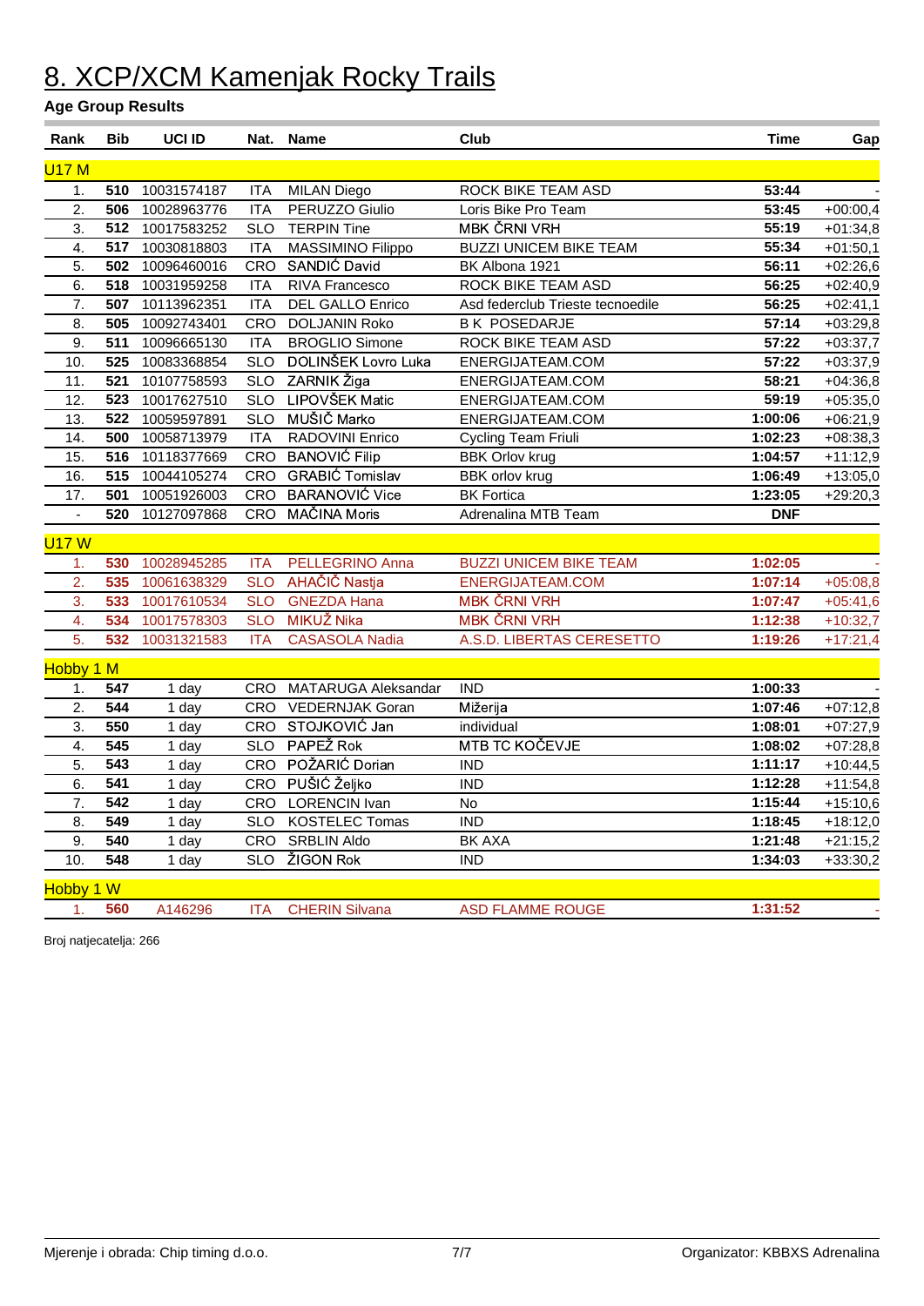# 8. XCP/XCM Kamenjak Rocky Trails

**Age Group Results**

| Rank | Bib | UCI ID | Nat. | Name | Club | Time | Gap |
|---|---|---|---|---|---|---|---|
| **U17 M** | | | | | | | |
| 1. | 510 | 10031574187 | ITA | MILAN Diego | ROCK BIKE TEAM ASD | 53:44 | - |
| 2. | 506 | 10028963776 | ITA | PERUZZO Giulio | Loris Bike Pro Team | 53:45 | +00:00,4 |
| 3. | 512 | 10017583252 | SLO | TERPIN Tine | MBK ČRNI VRH | 55:19 | +01:34,8 |
| 4. | 517 | 10030818803 | ITA | MASSIMINO Filippo | BUZZI UNICEM BIKE TEAM | 55:34 | +01:50,1 |
| 5. | 502 | 10096460016 | CRO | SANDIĆ David | BK Albona 1921 | 56:11 | +02:26,6 |
| 6. | 518 | 10031959258 | ITA | RIVA Francesco | ROCK BIKE TEAM ASD | 56:25 | +02:40,9 |
| 7. | 507 | 10113962351 | ITA | DEL GALLO Enrico | Asd federclub Trieste tecnoedile | 56:25 | +02:41,1 |
| 8. | 505 | 10092743401 | CRO | DOLJANIN Roko | B K POSEDARJE | 57:14 | +03:29,8 |
| 9. | 511 | 10096665130 | ITA | BROGLIO Simone | ROCK BIKE TEAM ASD | 57:22 | +03:37,7 |
| 10. | 525 | 10083368854 | SLO | DOLINŠEK Lovro Luka | ENERGIJATEAM.COM | 57:22 | +03:37,9 |
| 11. | 521 | 10107758593 | SLO | ZARNIK Žiga | ENERGIJATEAM.COM | 58:21 | +04:36,8 |
| 12. | 523 | 10017627510 | SLO | LIPOVŠEK Matic | ENERGIJATEAM.COM | 59:19 | +05:35,0 |
| 13. | 522 | 10059597891 | SLO | MUŠIČ Marko | ENERGIJATEAM.COM | 1:00:06 | +06:21,9 |
| 14. | 500 | 10058713979 | ITA | RADOVINI Enrico | Cycling Team Friuli | 1:02:23 | +08:38,3 |
| 15. | 516 | 10118377669 | CRO | BANOVIĆ Filip | BBK Orlov krug | 1:04:57 | +11:12,9 |
| 16. | 515 | 10044105274 | CRO | GRABIĆ Tomislav | BBK orlov krug | 1:06:49 | +13:05,0 |
| 17. | 501 | 10051926003 | CRO | BARANOVIĆ Vice | BK Fortica | 1:23:05 | +29:20,3 |
| - | 520 | 10127097868 | CRO | MAČINA Moris | Adrenalina MTB Team | DNF | |
| **U17 W** | | | | | | | |
| 1. | 530 | 10028945285 | ITA | PELLEGRINO Anna | BUZZI UNICEM BIKE TEAM | 1:02:05 | - |
| 2. | 535 | 10061638329 | SLO | AHAČIČ Nastja | ENERGIJATEAM.COM | 1:07:14 | +05:08,8 |
| 3. | 533 | 10017610534 | SLO | GNEZDA Hana | MBK ČRNI VRH | 1:07:47 | +05:41,6 |
| 4. | 534 | 10017578303 | SLO | MIKUŽ Nika | MBK ČRNI VRH | 1:12:38 | +10:32,7 |
| 5. | 532 | 10031321583 | ITA | CASASOLA Nadia | A.S.D. LIBERTAS CERESETTO | 1:19:26 | +17:21,4 |
| **Hobby 1 M** | | | | | | | |
| 1. | 547 | 1 day | CRO | MATARUGA Aleksandar | IND | 1:00:33 | - |
| 2. | 544 | 1 day | CRO | VEDERNJAK Goran | Mižerija | 1:07:46 | +07:12,8 |
| 3. | 550 | 1 day | CRO | STOJKOVIĆ Jan | individual | 1:08:01 | +07:27,9 |
| 4. | 545 | 1 day | SLO | PAPEŽ Rok | MTB TC KOČEVJE | 1:08:02 | +07:28,8 |
| 5. | 543 | 1 day | CRO | POŽARIĆ Dorian | IND | 1:11:17 | +10:44,5 |
| 6. | 541 | 1 day | CRO | PUŠIĆ Željko | IND | 1:12:28 | +11:54,8 |
| 7. | 542 | 1 day | CRO | LORENCIN Ivan | No | 1:15:44 | +15:10,6 |
| 8. | 549 | 1 day | SLO | KOSTELEC Tomas | IND | 1:18:45 | +18:12,0 |
| 9. | 540 | 1 day | CRO | SRBLIN Aldo | BK AXA | 1:21:48 | +21:15,2 |
| 10. | 548 | 1 day | SLO | ŽIGON Rok | IND | 1:34:03 | +33:30,2 |
| **Hobby 1 W** | | | | | | | |
| 1. | 560 | A146296 | ITA | CHERIN Silvana | ASD FLAMME ROUGE | 1:31:52 | - |

Broj natjecatelja: 266

Mjerenje i obrada: Chip timing d.o.o.

Organizator: KBBXS Adrenalina